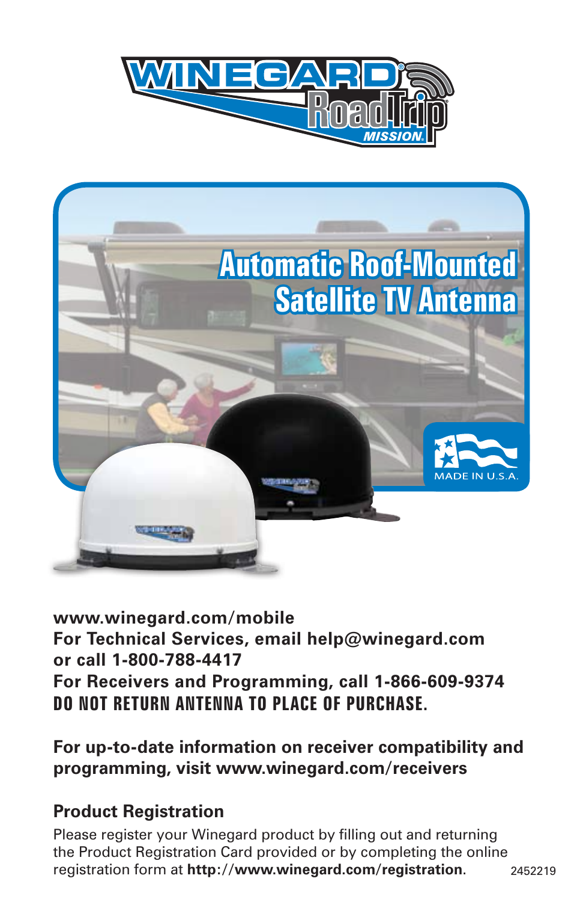# WINEGARD RoadTrip MISSION

# Automatic Roof-Mounted Satellite TV Antenna

MADE IN U.S.A.

**www.winegard.com/mobile**
**For Technical Services, email help@winegard.com or call 1-800-788-4417**
**For Receivers and Programming, call 1-866-609-9374**
**DO NOT RETURN ANTENNA TO PLACE OF PURCHASE.**

**For up-to-date information on receiver compatibility and programming, visit www.winegard.com/receivers**

## Product Registration

Please register your Winegard product by filling out and returning the Product Registration Card provided or by completing the online registration form at **http://www.winegard.com/registration**.

2452219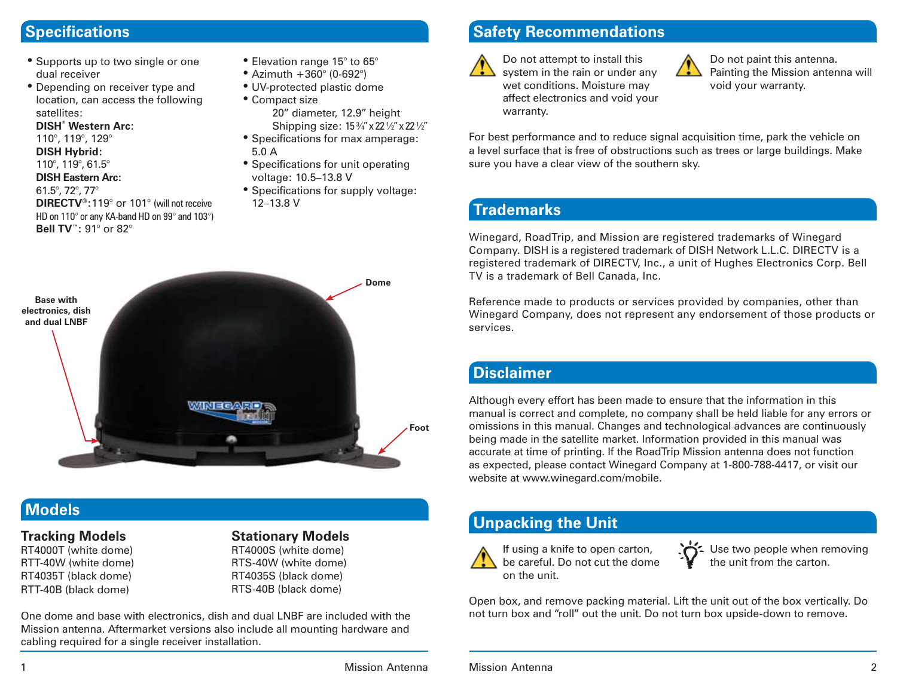## Specifications

- Supports up to two single or one dual receiver
- Depending on receiver type and location, can access the following satellites:
  - **DISH® Western Arc**: 110°, 119°, 129°
  - **DISH Hybrid:** 110°, 119°, 61.5°
  - **DISH Eastern Arc:** 61.5°, 72°, 77°
  - **DIRECTV®:** 119° or 101° (will not receive HD on 110° or any KA-band HD on 99° and 103°)
  - **Bell TV™:** 91° or 82°
- Elevation range 15° to 65°
- Azimuth +360° (0-692°)
- UV-protected plastic dome
- Compact size
  20" diameter, 12.9" height
  Shipping size: 15 ¾" x 22 ½" x 22 ½"
- Specifications for max amperage: 5.0 A
- Specifications for unit operating voltage: 10.5–13.8 V
- Specifications for supply voltage: 12–13.8 V

Base with electronics, dish and dual LNBF

Dome

Foot

## Models

**Tracking Models**
RT4000T (white dome)
RTT-40W (white dome)
RT4035T (black dome)
RTT-40B (black dome)

**Stationary Models**
RT4000S (white dome)
RTS-40W (white dome)
RT4035S (black dome)
RTS-40B (black dome)

One dome and base with electronics, dish and dual LNBF are included with the Mission antenna. Aftermarket versions also include all mounting hardware and cabling required for a single receiver installation.

## Safety Recommendations

Do not attempt to install this system in the rain or under any wet conditions. Moisture may affect electronics and void your warranty.

Do not paint this antenna. Painting the Mission antenna will void your warranty.

For best performance and to reduce signal acquisition time, park the vehicle on a level surface that is free of obstructions such as trees or large buildings. Make sure you have a clear view of the southern sky.

## Trademarks

Winegard, RoadTrip, and Mission are registered trademarks of Winegard Company. DISH is a registered trademark of DISH Network L.L.C. DIRECTV is a registered trademark of DIRECTV, Inc., a unit of Hughes Electronics Corp. Bell TV is a trademark of Bell Canada, Inc.

Reference made to products or services provided by companies, other than Winegard Company, does not represent any endorsement of those products or services.

## Disclaimer

Although every effort has been made to ensure that the information in this manual is correct and complete, no company shall be held liable for any errors or omissions in this manual. Changes and technological advances are continuously being made in the satellite market. Information provided in this manual was accurate at time of printing. If the RoadTrip Mission antenna does not function as expected, please contact Winegard Company at 1-800-788-4417, or visit our website at www.winegard.com/mobile.

## Unpacking the Unit

If using a knife to open carton, be careful. Do not cut the dome on the unit.

Use two people when removing the unit from the carton.

Open box, and remove packing material. Lift the unit out of the box vertically. Do not turn box and "roll" out the unit. Do not turn box upside-down to remove.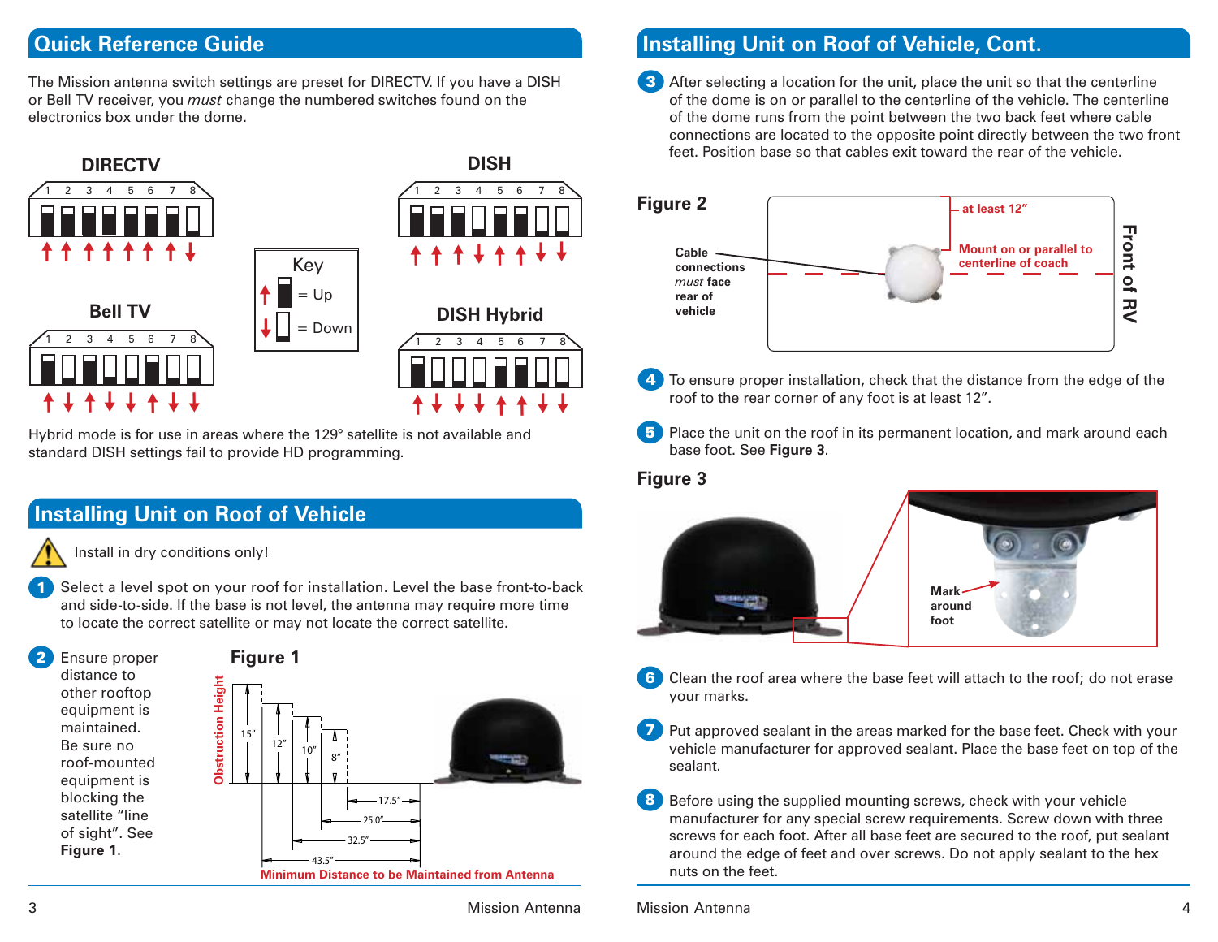## Quick Reference Guide

The Mission antenna switch settings are preset for DIRECTV. If you have a DISH or Bell TV receiver, you *must* change the numbered switches found on the electronics box under the dome.

**DIRECTV**

1 2 3 4 5 6 7 8

**DISH**

1 2 3 4 5 6 7 8

Key

= Up

= Down

**Bell TV**

1 2 3 4 5 6 7 8

**DISH Hybrid**

1 2 3 4 5 6 7 8

Hybrid mode is for use in areas where the 129° satellite is not available and standard DISH settings fail to provide HD programming.

## Installing Unit on Roof of Vehicle

Install in dry conditions only!

1. Select a level spot on your roof for installation. Level the base front-to-back and side-to-side. If the base is not level, the antenna may require more time to locate the correct satellite or may not locate the correct satellite.

2. Ensure proper distance to other rooftop equipment is maintained. Be sure no roof-mounted equipment is blocking the satellite "line of sight". See **Figure 1**.

**Figure 1**

Obstruction Height

15"

12"

10"

8"

17.5"

25.0"

32.5"

43.5"

Minimum Distance to be Maintained from Antenna

## Installing Unit on Roof of Vehicle, Cont.

3. After selecting a location for the unit, place the unit so that the centerline of the dome is on or parallel to the centerline of the vehicle. The centerline of the dome runs from the point between the two back feet where cable connections are located to the opposite point directly between the two front feet. Position base so that cables exit toward the rear of the vehicle.

**Figure 2**

Cable connections *must* face rear of vehicle

at least 12"

Mount on or parallel to centerline of coach

Front of RV

4. To ensure proper installation, check that the distance from the edge of the roof to the rear corner of any foot is at least 12".

5. Place the unit on the roof in its permanent location, and mark around each base foot. See **Figure 3**.

**Figure 3**

Mark around foot

6. Clean the roof area where the base feet will attach to the roof; do not erase your marks.

7. Put approved sealant in the areas marked for the base feet. Check with your vehicle manufacturer for approved sealant. Place the base feet on top of the sealant.

8. Before using the supplied mounting screws, check with your vehicle manufacturer for any special screw requirements. Screw down with three screws for each foot. After all base feet are secured to the roof, put sealant around the edge of feet and over screws. Do not apply sealant to the hex nuts on the feet.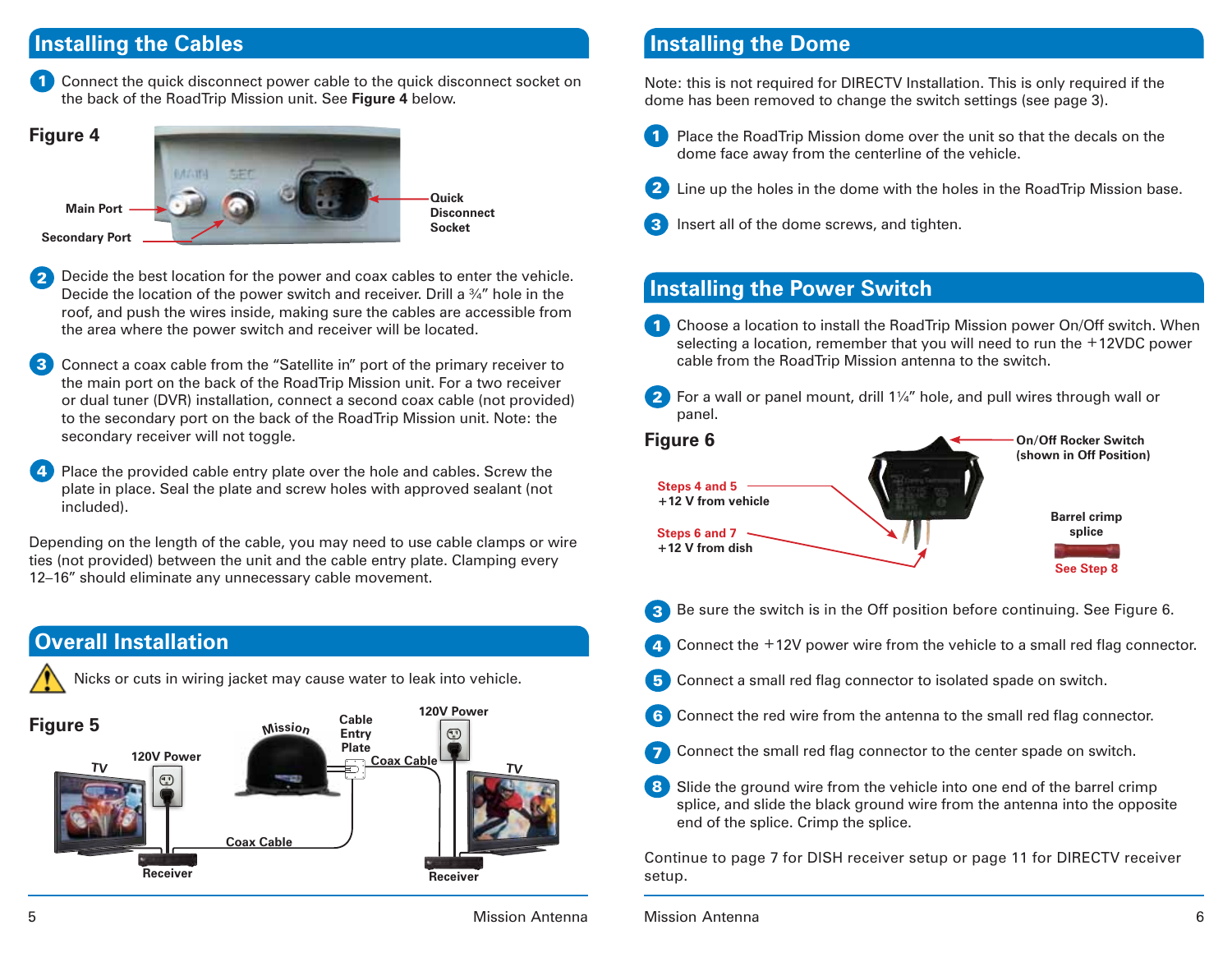## Installing the Cables

1. Connect the quick disconnect power cable to the quick disconnect socket on the back of the RoadTrip Mission unit. See **Figure 4** below.

**Figure 4**

Main Port

Secondary Port

Quick Disconnect Socket

2. Decide the best location for the power and coax cables to enter the vehicle. Decide the location of the power switch and receiver. Drill a ¾″ hole in the roof, and push the wires inside, making sure the cables are accessible from the area where the power switch and receiver will be located.

3. Connect a coax cable from the "Satellite in" port of the primary receiver to the main port on the back of the RoadTrip Mission unit. For a two receiver or dual tuner (DVR) installation, connect a second coax cable (not provided) to the secondary port on the back of the RoadTrip Mission unit. Note: the secondary receiver will not toggle.

4. Place the provided cable entry plate over the hole and cables. Screw the plate in place. Seal the plate and screw holes with approved sealant (not included).

Depending on the length of the cable, you may need to use cable clamps or wire ties (not provided) between the unit and the cable entry plate. Clamping every 12–16″ should eliminate any unnecessary cable movement.

## Overall Installation

Nicks or cuts in wiring jacket may cause water to leak into vehicle.

**Figure 5**

TV

120V Power

Mission

Cable Entry Plate

120V Power

Coax Cable

TV

Coax Cable

Receiver

Receiver

## Installing the Dome

Note: this is not required for DIRECTV Installation. This is only required if the dome has been removed to change the switch settings (see page 3).

1. Place the RoadTrip Mission dome over the unit so that the decals on the dome face away from the centerline of the vehicle.

2. Line up the holes in the dome with the holes in the RoadTrip Mission base.

3. Insert all of the dome screws, and tighten.

## Installing the Power Switch

1. Choose a location to install the RoadTrip Mission power On/Off switch. When selecting a location, remember that you will need to run the +12VDC power cable from the RoadTrip Mission antenna to the switch.

2. For a wall or panel mount, drill 1¼″ hole, and pull wires through wall or panel.

**Figure 6**

On/Off Rocker Switch (shown in Off Position)

Steps 4 and 5
+12 V from vehicle

Steps 6 and 7
+12 V from dish

Barrel crimp splice

See Step 8

3. Be sure the switch is in the Off position before continuing. See Figure 6.

4. Connect the +12V power wire from the vehicle to a small red flag connector.

5. Connect a small red flag connector to isolated spade on switch.

6. Connect the red wire from the antenna to the small red flag connector.

7. Connect the small red flag connector to the center spade on switch.

8. Slide the ground wire from the vehicle into one end of the barrel crimp splice, and slide the black ground wire from the antenna into the opposite end of the splice. Crimp the splice.

Continue to page 7 for DISH receiver setup or page 11 for DIRECTV receiver setup.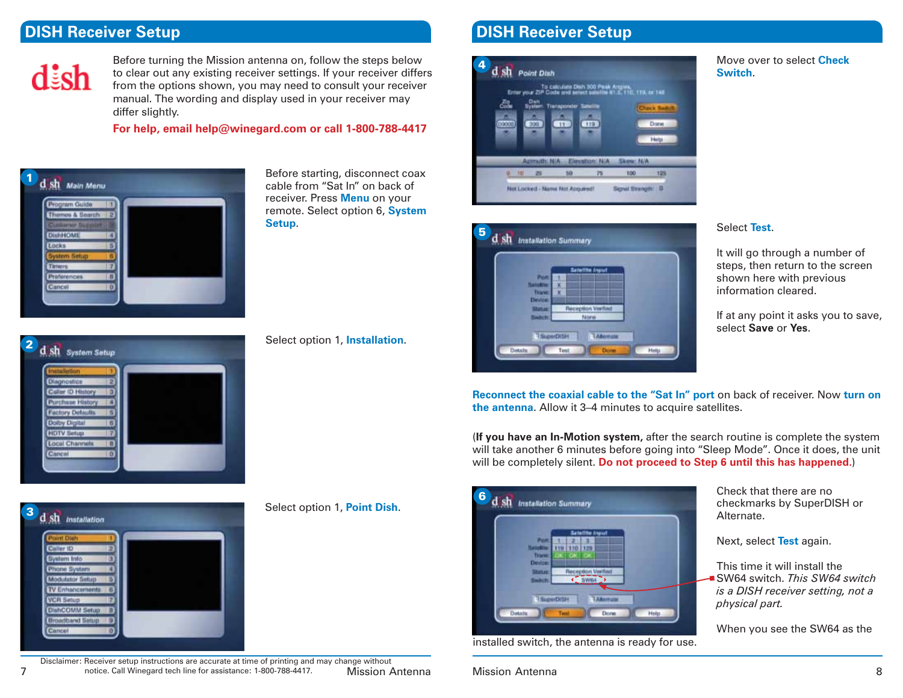## DISH Receiver Setup

Before turning the Mission antenna on, follow the steps below to clear out any existing receiver settings. If your receiver differs from the options shown, you may need to consult your receiver manual. The wording and display used in your receiver may differ slightly.

**For help, email help@winegard.com or call 1-800-788-4417**

1. Before starting, disconnect coax cable from “Sat In” on back of receiver. Press **Menu** on your remote. Select option 6, **System Setup**.

2. Select option 1, **Installation**.

3. Select option 1, **Point Dish**.

Disclaimer: Receiver setup instructions are accurate at time of printing and may change without notice. Call Winegard tech line for assistance: 1-800-788-4417.

## DISH Receiver Setup

4. Move over to select **Check Switch**.

5. Select **Test**.

   It will go through a number of steps, then return to the screen shown here with previous information cleared.

   If at any point it asks you to save, select **Save** or **Yes**.

**Reconnect the coaxial cable to the “Sat In” port** on back of receiver. Now **turn on the antenna**. Allow it 3–4 minutes to acquire satellites.

(**If you have an In-Motion system,** after the search routine is complete the system will take another 6 minutes before going into “Sleep Mode”. Once it does, the unit will be completely silent. **Do not proceed to Step 6 until this has happened.**)

6. Check that there are no checkmarks by SuperDISH or Alternate.

   Next, select **Test** again.

   This time it will install the SW64 switch. *This SW64 switch is a DISH receiver setting, not a physical part.*

   When you see the SW64 as the installed switch, the antenna is ready for use.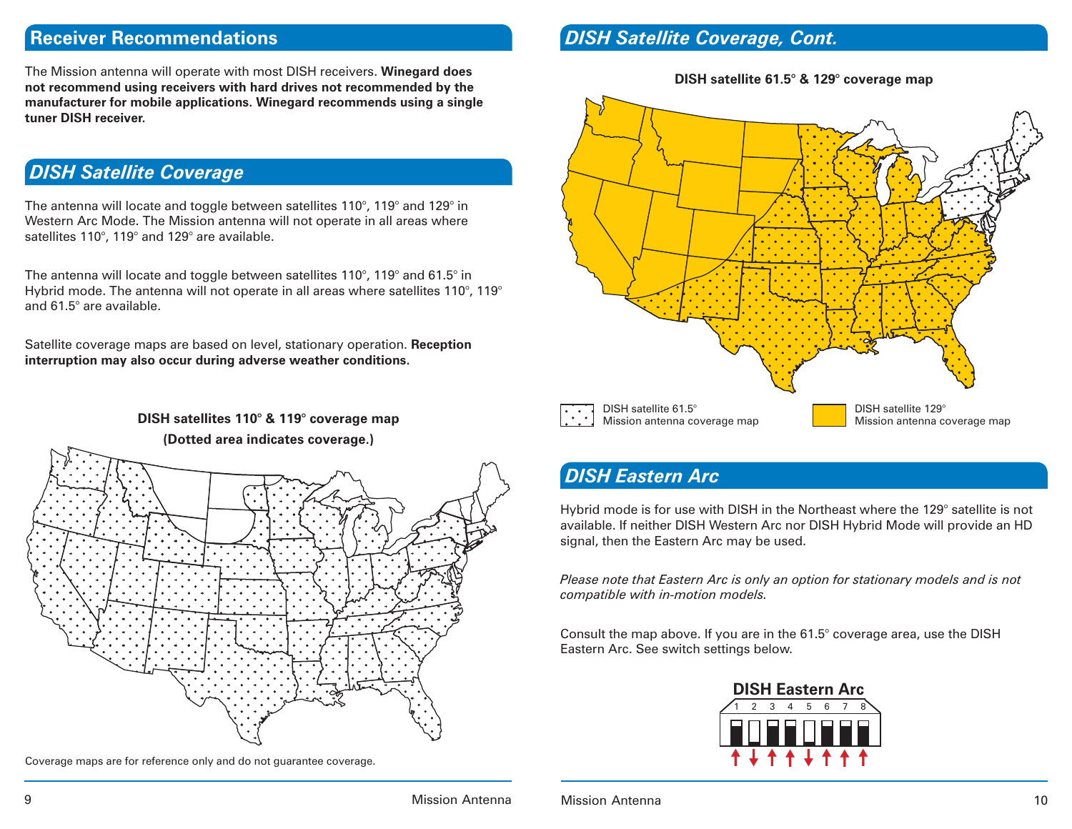## Receiver Recommendations

The Mission antenna will operate with most DISH receivers. **Winegard does not recommend using receivers with hard drives not recommended by the manufacturer for mobile applications. Winegard recommends using a single tuner DISH receiver.**

## *DISH Satellite Coverage*

The antenna will locate and toggle between satellites 110°, 119° and 129° in Western Arc Mode. The Mission antenna will not operate in all areas where satellites 110°, 119° and 129° are available.

The antenna will locate and toggle between satellites 110°, 119° and 61.5° in Hybrid mode. The antenna will not operate in all areas where satellites 110°, 119° and 61.5° are available.

Satellite coverage maps are based on level, stationary operation. **Reception interruption may also occur during adverse weather conditions.**

**DISH satellites 110° & 119° coverage map**
**(Dotted area indicates coverage.)**

Coverage maps are for reference only and do not guarantee coverage.

## *DISH Satellite Coverage, Cont.*

**DISH satellite 61.5° & 129° coverage map**

DISH satellite 61.5°
Mission antenna coverage map

DISH satellite 129°
Mission antenna coverage map

## *DISH Eastern Arc*

Hybrid mode is for use with DISH in the Northeast where the 129° satellite is not available. If neither DISH Western Arc nor DISH Hybrid Mode will provide an HD signal, then the Eastern Arc may be used.

*Please note that Eastern Arc is only an option for stationary models and is not compatible with in-motion models.*

Consult the map above. If you are in the 61.5° coverage area, use the DISH Eastern Arc. See switch settings below.

**DISH Eastern Arc**

1 2 3 4 5 6 7 8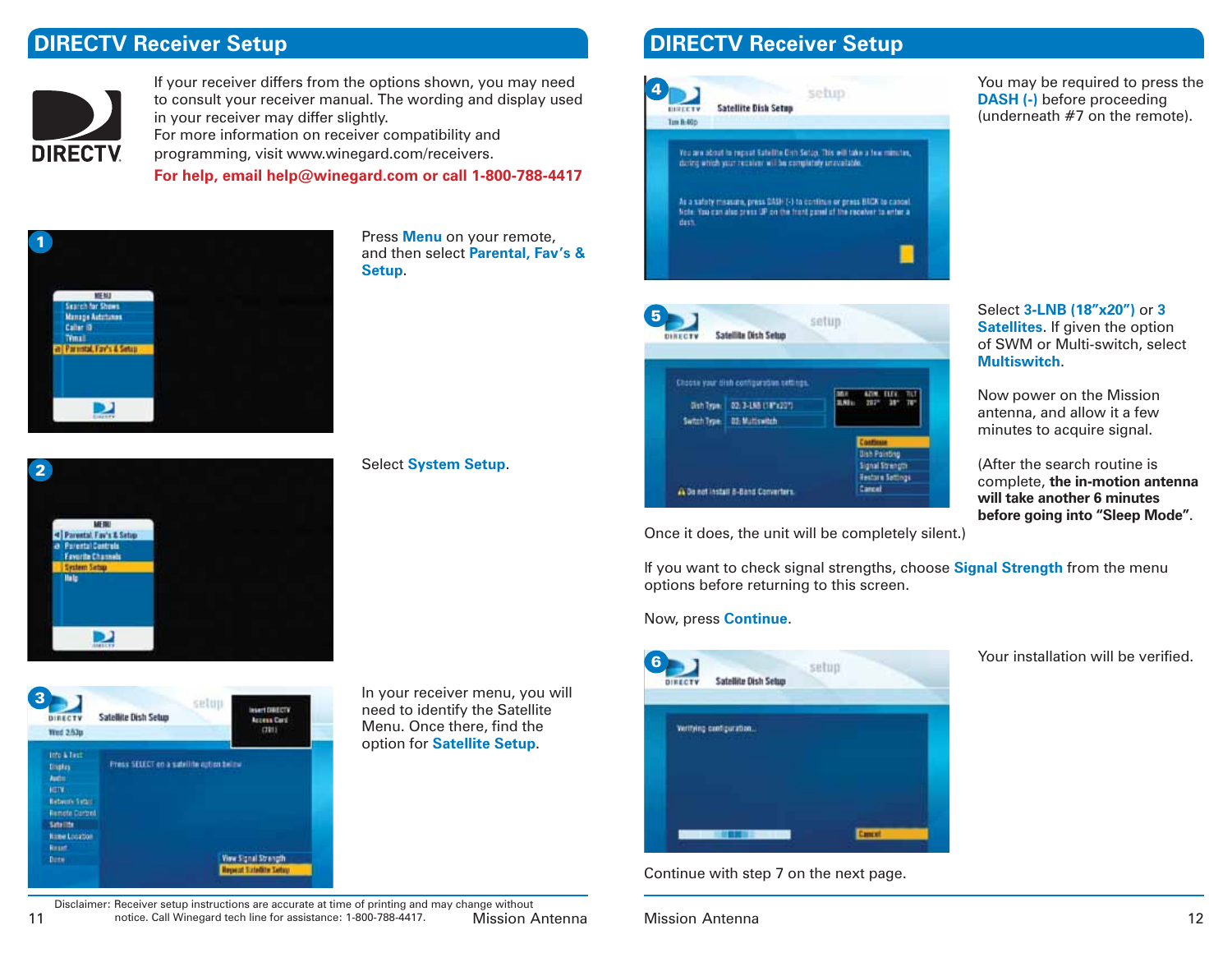## DIRECTV Receiver Setup

If your receiver differs from the options shown, you may need to consult your receiver manual. The wording and display used in your receiver may differ slightly.
For more information on receiver compatibility and programming, visit www.winegard.com/receivers.

**For help, email help@winegard.com or call 1-800-788-4417**

1. Press **Menu** on your remote, and then select **Parental, Fav's & Setup**.

2. Select **System Setup**.

3. In your receiver menu, you will need to identify the Satellite Menu. Once there, find the option for **Satellite Setup**.

Disclaimer: Receiver setup instructions are accurate at time of printing and may change without notice. Call Winegard tech line for assistance: 1-800-788-4417.

## DIRECTV Receiver Setup

4. You may be required to press the **DASH (-)** before proceeding (underneath #7 on the remote).

5. Select **3-LNB (18"x20")** or **3 Satellites**. If given the option of SWM or Multi-switch, select **Multiswitch**.

Now power on the Mission antenna, and allow it a few minutes to acquire signal.

(After the search routine is complete, **the in-motion antenna will take another 6 minutes before going into "Sleep Mode"**. Once it does, the unit will be completely silent.)

If you want to check signal strengths, choose **Signal Strength** from the menu options before returning to this screen.

Now, press **Continue**.

6. Your installation will be verified.

Continue with step 7 on the next page.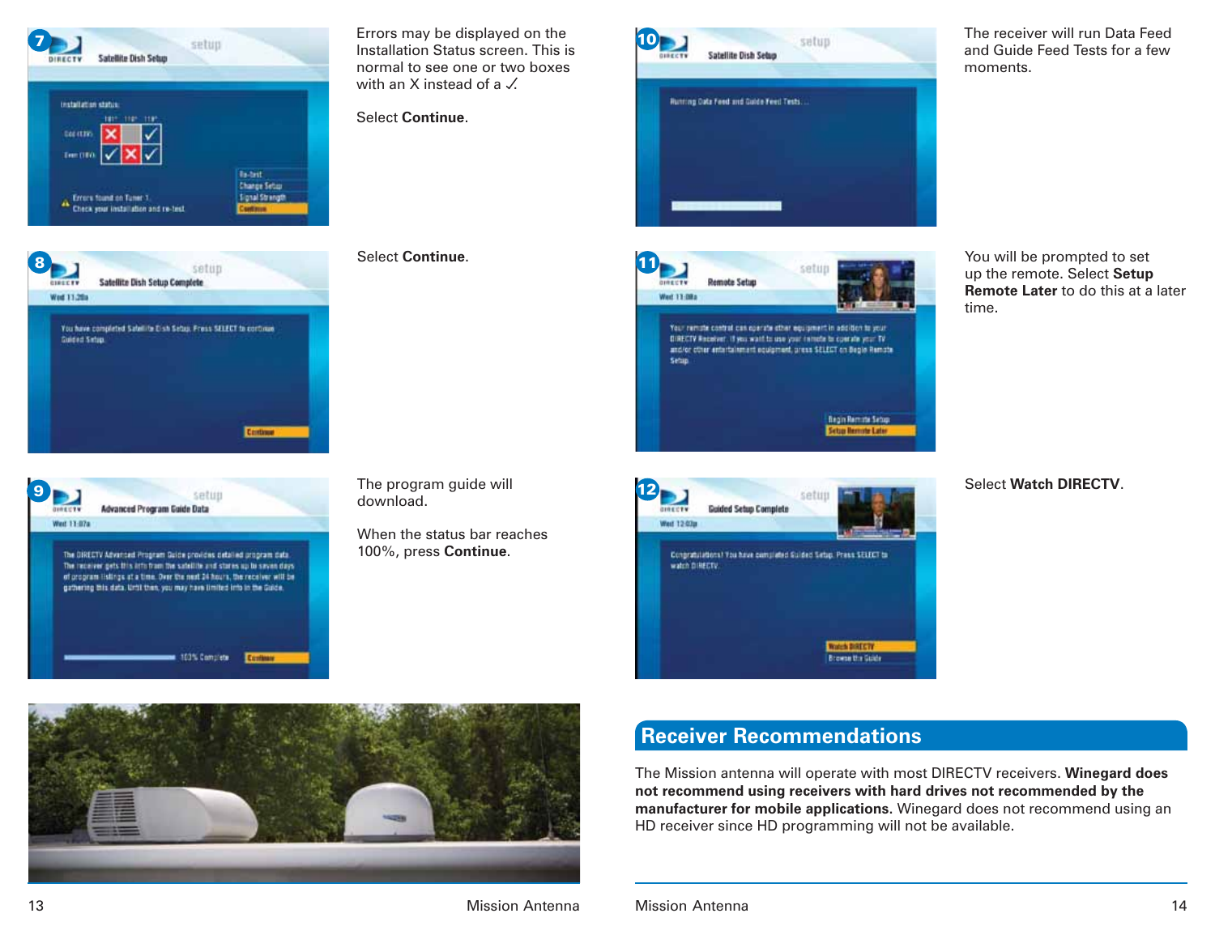Errors may be displayed on the Installation Status screen. This is normal to see one or two boxes with an X instead of a ✓.

Select **Continue**.

Select **Continue**.

The program guide will download.

When the status bar reaches 100%, press **Continue**.

The receiver will run Data Feed and Guide Feed Tests for a few moments.

You will be prompted to set up the remote. Select **Setup Remote Later** to do this at a later time.

Select **Watch DIRECTV**.

## Receiver Recommendations

The Mission antenna will operate with most DIRECTV receivers. **Winegard does not recommend using receivers with hard drives not recommended by the manufacturer for mobile applications**. Winegard does not recommend using an HD receiver since HD programming will not be available.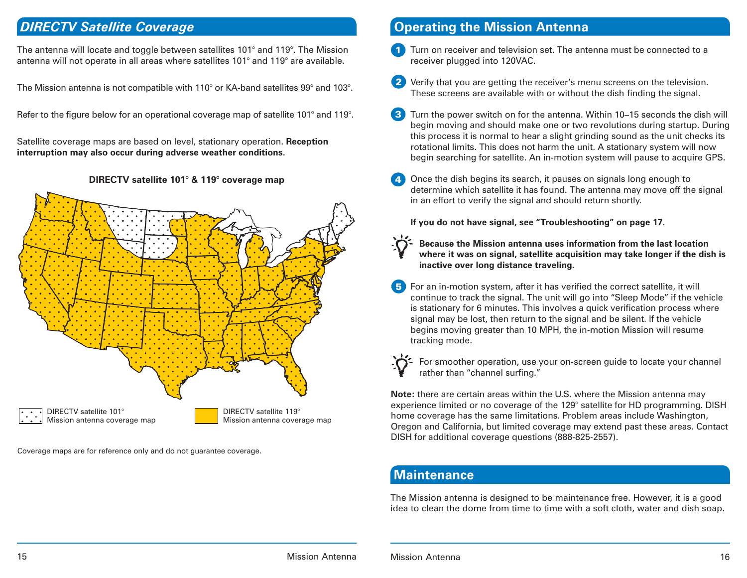## DIRECTV Satellite Coverage

The antenna will locate and toggle between satellites 101° and 119°. The Mission antenna will not operate in all areas where satellites 101° and 119° are available.

The Mission antenna is not compatible with 110° or KA-band satellites 99° and 103°.

Refer to the figure below for an operational coverage map of satellite 101° and 119°.

Satellite coverage maps are based on level, stationary operation. **Reception interruption may also occur during adverse weather conditions**.

**DIRECTV satellite 101° & 119° coverage map**

DIRECTV satellite 101° Mission antenna coverage map

DIRECTV satellite 119° Mission antenna coverage map

Coverage maps are for reference only and do not guarantee coverage.

## Operating the Mission Antenna

1. Turn on receiver and television set. The antenna must be connected to a receiver plugged into 120VAC.
2. Verify that you are getting the receiver's menu screens on the television. These screens are available with or without the dish finding the signal.
3. Turn the power switch on for the antenna. Within 10–15 seconds the dish will begin moving and should make one or two revolutions during startup. During this process it is normal to hear a slight grinding sound as the unit checks its rotational limits. This does not harm the unit. A stationary system will now begin searching for satellite. An in-motion system will pause to acquire GPS.
4. Once the dish begins its search, it pauses on signals long enough to determine which satellite it has found. The antenna may move off the signal in an effort to verify the signal and should return shortly.

   **If you do not have signal, see "Troubleshooting" on page 17.**

**Because the Mission antenna uses information from the last location where it was on signal, satellite acquisition may take longer if the dish is inactive over long distance traveling.**

5. For an in-motion system, after it has verified the correct satellite, it will continue to track the signal. The unit will go into "Sleep Mode" if the vehicle is stationary for 6 minutes. This involves a quick verification process where signal may be lost, then return to the signal and be silent. If the vehicle begins moving greater than 10 MPH, the in-motion Mission will resume tracking mode.

For smoother operation, use your on-screen guide to locate your channel rather than "channel surfing."

**Note:** there are certain areas within the U.S. where the Mission antenna may experience limited or no coverage of the 129° satellite for HD programming. DISH home coverage has the same limitations. Problem areas include Washington, Oregon and California, but limited coverage may extend past these areas. Contact DISH for additional coverage questions (888-825-2557).

## Maintenance

The Mission antenna is designed to be maintenance free. However, it is a good idea to clean the dome from time to time with a soft cloth, water and dish soap.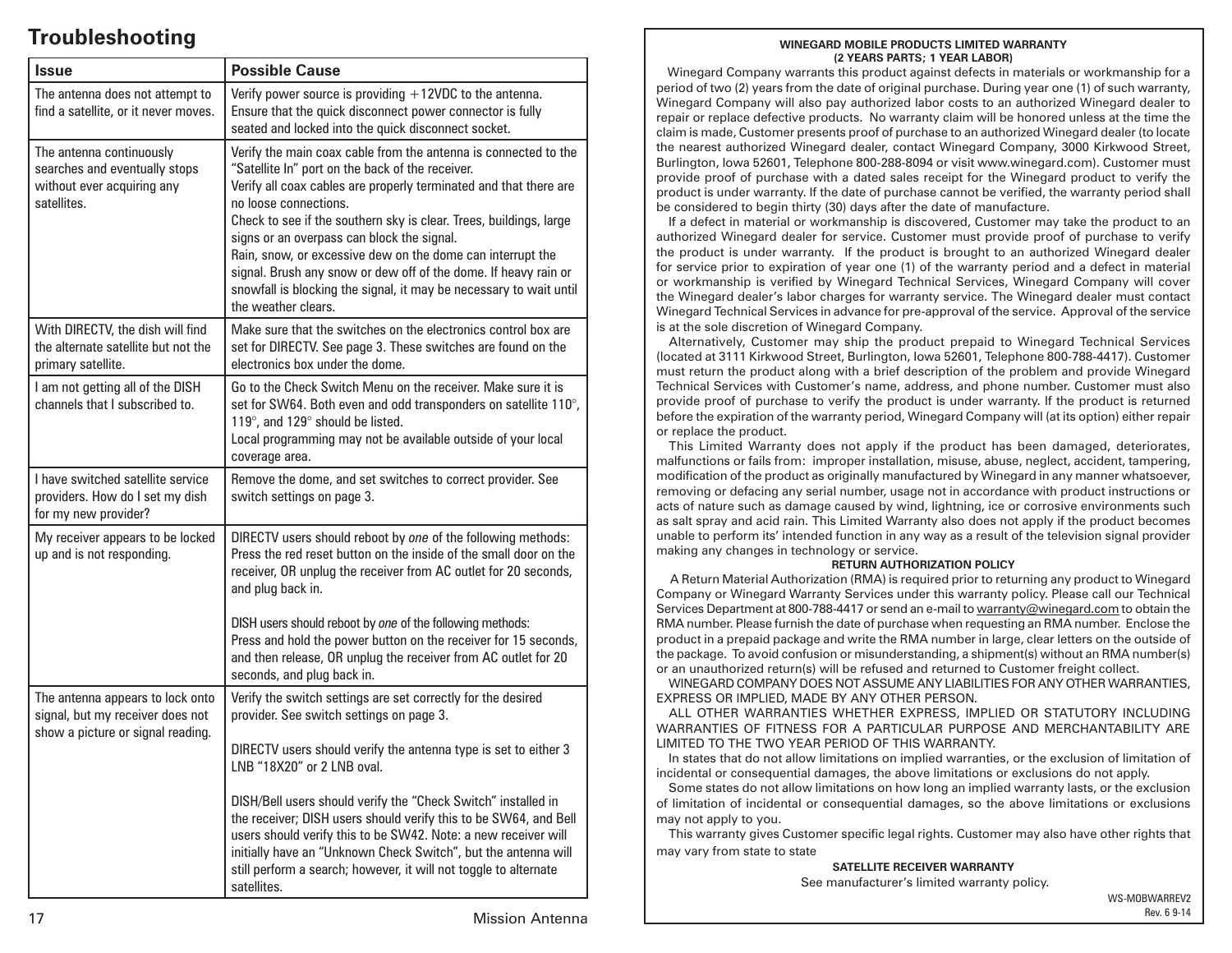# Troubleshooting

| Issue | Possible Cause |
|---|---|
| The antenna does not attempt to find a satellite, or it never moves. | Verify power source is providing +12VDC to the antenna. Ensure that the quick disconnect power connector is fully seated and locked into the quick disconnect socket. |
| The antenna continuously searches and eventually stops without ever acquiring any satellites. | Verify the main coax cable from the antenna is connected to the "Satellite In" port on the back of the receiver. Verify all coax cables are properly terminated and that there are no loose connections. Check to see if the southern sky is clear. Trees, buildings, large signs or an overpass can block the signal. Rain, snow, or excessive dew on the dome can interrupt the signal. Brush any snow or dew off of the dome. If heavy rain or snowfall is blocking the signal, it may be necessary to wait until the weather clears. |
| With DIRECTV, the dish will find the alternate satellite but not the primary satellite. | Make sure that the switches on the electronics control box are set for DIRECTV. See page 3. These switches are found on the electronics box under the dome. |
| I am not getting all of the DISH channels that I subscribed to. | Go to the Check Switch Menu on the receiver. Make sure it is set for SW64. Both even and odd transponders on satellite 110°, 119°, and 129° should be listed. Local programming may not be available outside of your local coverage area. |
| I have switched satellite service providers. How do I set my dish for my new provider? | Remove the dome, and set switches to correct provider. See switch settings on page 3. |
| My receiver appears to be locked up and is not responding. | DIRECTV users should reboot by *one* of the following methods: Press the red reset button on the inside of the small door on the receiver, OR unplug the receiver from AC outlet for 20 seconds, and plug back in.<br><br>DISH users should reboot by *one* of the following methods: Press and hold the power button on the receiver for 15 seconds, and then release, OR unplug the receiver from AC outlet for 20 seconds, and plug back in. |
| The antenna appears to lock onto signal, but my receiver does not show a picture or signal reading. | Verify the switch settings are set correctly for the desired provider. See switch settings on page 3.<br><br>DIRECTV users should verify the antenna type is set to either 3 LNB "18X20" or 2 LNB oval.<br><br>DISH/Bell users should verify the "Check Switch" installed in the receiver; DISH users should verify this to be SW64, and Bell users should verify this to be SW42. Note: a new receiver will initially have an "Unknown Check Switch", but the antenna will still perform a search; however, it will not toggle to alternate satellites. |

**WINEGARD MOBILE PRODUCTS LIMITED WARRANTY**
**(2 YEARS PARTS; 1 YEAR LABOR)**

Winegard Company warrants this product against defects in materials or workmanship for a period of two (2) years from the date of original purchase. During year one (1) of such warranty, Winegard Company will also pay authorized labor costs to an authorized Winegard dealer to repair or replace defective products. No warranty claim will be honored unless at the time the claim is made, Customer presents proof of purchase to an authorized Winegard dealer (to locate the nearest authorized Winegard dealer, contact Winegard Company, 3000 Kirkwood Street, Burlington, Iowa 52601, Telephone 800-288-8094 or visit www.winegard.com). Customer must provide proof of purchase with a dated sales receipt for the Winegard product to verify the product is under warranty. If the date of purchase cannot be verified, the warranty period shall be considered to begin thirty (30) days after the date of manufacture.

If a defect in material or workmanship is discovered, Customer may take the product to an authorized Winegard dealer for service. Customer must provide proof of purchase to verify the product is under warranty. If the product is brought to an authorized Winegard dealer for service prior to expiration of year one (1) of the warranty period and a defect in material or workmanship is verified by Winegard Technical Services, Winegard Company will cover the Winegard dealer's labor charges for warranty service. The Winegard dealer must contact Winegard Technical Services in advance for pre-approval of the service. Approval of the service is at the sole discretion of Winegard Company.

Alternatively, Customer may ship the product prepaid to Winegard Technical Services (located at 3111 Kirkwood Street, Burlington, Iowa 52601, Telephone 800-788-4417). Customer must return the product along with a brief description of the problem and provide Winegard Technical Services with Customer's name, address, and phone number. Customer must also provide proof of purchase to verify the product is under warranty. If the product is returned before the expiration of the warranty period, Winegard Company will (at its option) either repair or replace the product.

This Limited Warranty does not apply if the product has been damaged, deteriorates, malfunctions or fails from: improper installation, misuse, abuse, neglect, accident, tampering, modification of the product as originally manufactured by Winegard in any manner whatsoever, removing or defacing any serial number, usage not in accordance with product instructions or acts of nature such as damage caused by wind, lightning, ice or corrosive environments such as salt spray and acid rain. This Limited Warranty also does not apply if the product becomes unable to perform its' intended function in any way as a result of the television signal provider making any changes in technology or service.

**RETURN AUTHORIZATION POLICY**

A Return Material Authorization (RMA) is required prior to returning any product to Winegard Company or Winegard Warranty Services under this warranty policy. Please call our Technical Services Department at 800-788-4417 or send an e-mail to warranty@winegard.com to obtain the RMA number. Please furnish the date of purchase when requesting an RMA number. Enclose the product in a prepaid package and write the RMA number in large, clear letters on the outside of the package. To avoid confusion or misunderstanding, a shipment(s) without an RMA number(s) or an unauthorized return(s) will be refused and returned to Customer freight collect.

WINEGARD COMPANY DOES NOT ASSUME ANY LIABILITIES FOR ANY OTHER WARRANTIES, EXPRESS OR IMPLIED, MADE BY ANY OTHER PERSON.

ALL OTHER WARRANTIES WHETHER EXPRESS, IMPLIED OR STATUTORY INCLUDING WARRANTIES OF FITNESS FOR A PARTICULAR PURPOSE AND MERCHANTABILITY ARE LIMITED TO THE TWO YEAR PERIOD OF THIS WARRANTY.

In states that do not allow limitations on implied warranties, or the exclusion of limitation of incidental or consequential damages, the above limitations or exclusions do not apply.

Some states do not allow limitations on how long an implied warranty lasts, or the exclusion of limitation of incidental or consequential damages, so the above limitations or exclusions may not apply to you.

This warranty gives Customer specific legal rights. Customer may also have other rights that may vary from state to state

**SATELLITE RECEIVER WARRANTY**

See manufacturer's limited warranty policy.

WS-MOBWARREV2
Rev. 6 9-14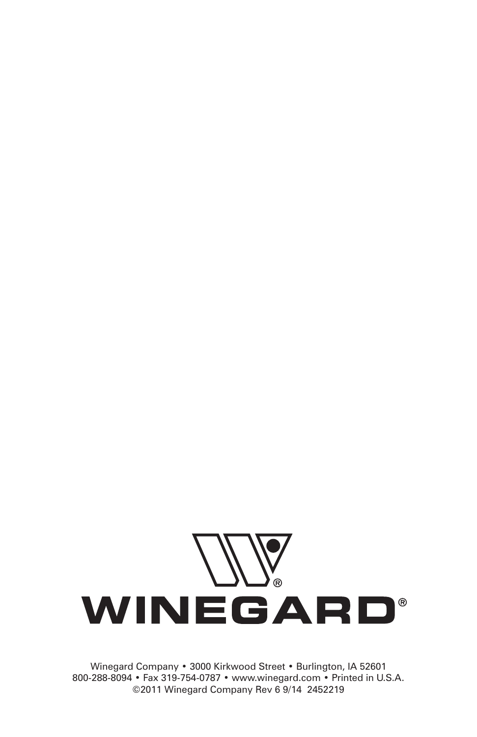WINEGARD®

Winegard Company • 3000 Kirkwood Street • Burlington, IA 52601
800-288-8094 • Fax 319-754-0787 • www.winegard.com • Printed in U.S.A.
©2011 Winegard Company Rev 6 9/14 2452219